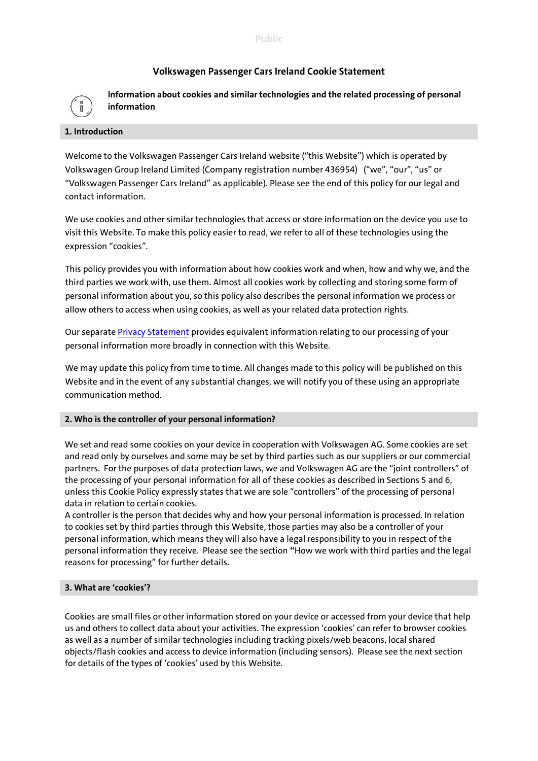# Volkswagen Passenger Cars Ireland Cookie Statement

**Information about cookies and similar technologies and the related processing of personal information**

## 1. Introduction

Welcome to the Volkswagen Passenger Cars Ireland website ("this Website") which is operated by Volkswagen Group Ireland Limited (Company registration number 436954) ("we", "our", "us" or "Volkswagen Passenger Cars Ireland" as applicable). Please see the end of this policy for our legal and contact information.

We use cookies and other similar technologies that access or store information on the device you use to visit this Website. To make this policy easier to read, we refer to all of these technologies using the expression "cookies".

This policy provides you with information about how cookies work and when, how and why we, and the third parties we work with, use them. Almost all cookies work by collecting and storing some form of personal information about you, so this policy also describes the personal information we process or allow others to access when using cookies, as well as your related data protection rights.

Our separate Privacy Statement provides equivalent information relating to our processing of your personal information more broadly in connection with this Website.

We may update this policy from time to time. All changes made to this policy will be published on this Website and in the event of any substantial changes, we will notify you of these using an appropriate communication method.

## 2. Who is the controller of your personal information?

We set and read some cookies on your device in cooperation with Volkswagen AG. Some cookies are set and read only by ourselves and some may be set by third parties such as our suppliers or our commercial partners. For the purposes of data protection laws, we and Volkswagen AG are the "joint controllers" of the processing of your personal information for all of these cookies as described in Sections 5 and 6, unless this Cookie Policy expressly states that we are sole "controllers" of the processing of personal data in relation to certain cookies.
A controller is the person that decides why and how your personal information is processed. In relation to cookies set by third parties through this Website, those parties may also be a controller of your personal information, which means they will also have a legal responsibility to you in respect of the personal information they receive. Please see the section "How we work with third parties and the legal reasons for processing" for further details.

## 3. What are 'cookies'?

Cookies are small files or other information stored on your device or accessed from your device that help us and others to collect data about your activities. The expression 'cookies' can refer to browser cookies as well as a number of similar technologies including tracking pixels/web beacons, local shared objects/flash cookies and access to device information (including sensors). Please see the next section for details of the types of 'cookies' used by this Website.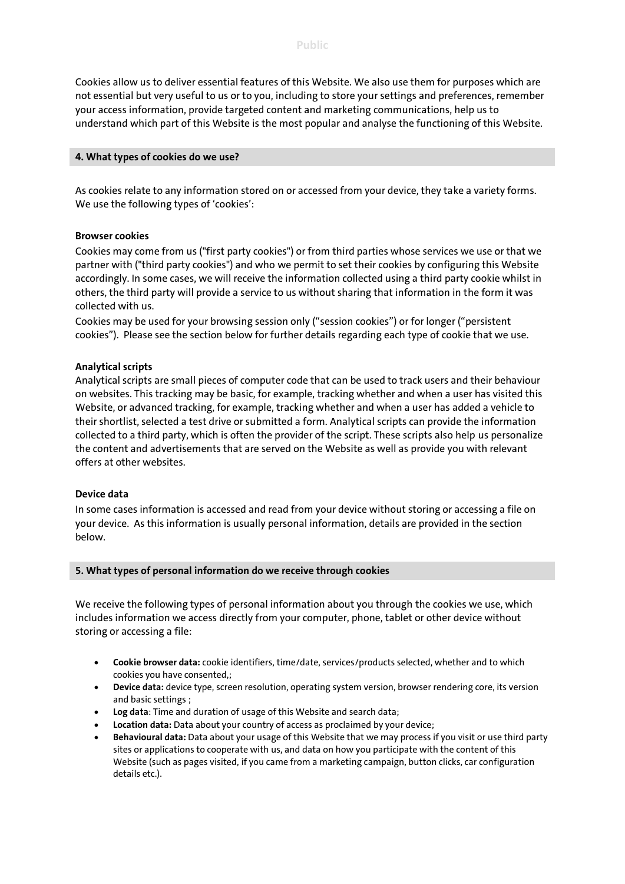Cookies allow us to deliver essential features of this Website. We also use them for purposes which are not essential but very useful to us or to you, including to store your settings and preferences, remember your access information, provide targeted content and marketing communications, help us to understand which part of this Website is the most popular and analyse the functioning of this Website.

## 4. What types of cookies do we use?

As cookies relate to any information stored on or accessed from your device, they take a variety forms. We use the following types of 'cookies':

**Browser cookies**

Cookies may come from us ("first party cookies") or from third parties whose services we use or that we partner with ("third party cookies") and who we permit to set their cookies by configuring this Website accordingly. In some cases, we will receive the information collected using a third party cookie whilst in others, the third party will provide a service to us without sharing that information in the form it was collected with us.

Cookies may be used for your browsing session only ("session cookies") or for longer ("persistent cookies"). Please see the section below for further details regarding each type of cookie that we use.

**Analytical scripts**

Analytical scripts are small pieces of computer code that can be used to track users and their behaviour on websites. This tracking may be basic, for example, tracking whether and when a user has visited this Website, or advanced tracking, for example, tracking whether and when a user has added a vehicle to their shortlist, selected a test drive or submitted a form. Analytical scripts can provide the information collected to a third party, which is often the provider of the script. These scripts also help us personalize the content and advertisements that are served on the Website as well as provide you with relevant offers at other websites.

**Device data**

In some cases information is accessed and read from your device without storing or accessing a file on your device. As this information is usually personal information, details are provided in the section below.

## 5. What types of personal information do we receive through cookies

We receive the following types of personal information about you through the cookies we use, which includes information we access directly from your computer, phone, tablet or other device without storing or accessing a file:

- **Cookie browser data:** cookie identifiers, time/date, services/products selected, whether and to which cookies you have consented,;
- **Device data:** device type, screen resolution, operating system version, browser rendering core, its version and basic settings ;
- **Log data**: Time and duration of usage of this Website and search data;
- **Location data:** Data about your country of access as proclaimed by your device;
- **Behavioural data:** Data about your usage of this Website that we may process if you visit or use third party sites or applications to cooperate with us, and data on how you participate with the content of this Website (such as pages visited, if you came from a marketing campaign, button clicks, car configuration details etc.).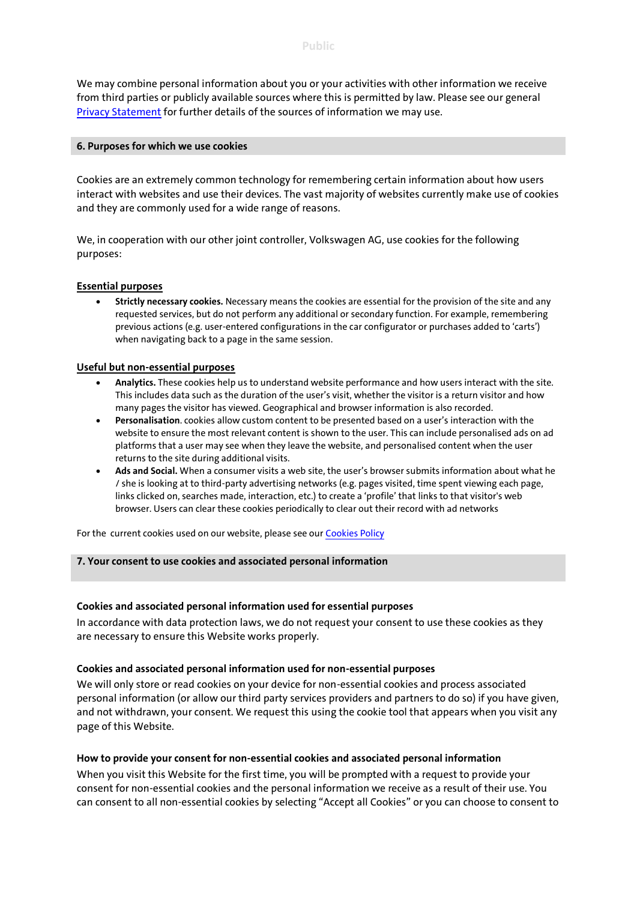We may combine personal information about you or your activities with other information we receive from third parties or publicly available sources where this is permitted by law. Please see our general [Privacy Statement](#) for further details of the sources of information we may use.

## 6. Purposes for which we use cookies

Cookies are an extremely common technology for remembering certain information about how users interact with websites and use their devices. The vast majority of websites currently make use of cookies and they are commonly used for a wide range of reasons.

We, in cooperation with our other joint controller, Volkswagen AG, use cookies for the following purposes:

**Essential purposes**

- **Strictly necessary cookies.** Necessary means the cookies are essential for the provision of the site and any requested services, but do not perform any additional or secondary function. For example, remembering previous actions (e.g. user-entered configurations in the car configurator or purchases added to 'carts') when navigating back to a page in the same session.

**Useful but non-essential purposes**

- **Analytics.** These cookies help us to understand website performance and how users interact with the site. This includes data such as the duration of the user's visit, whether the visitor is a return visitor and how many pages the visitor has viewed. Geographical and browser information is also recorded.
- **Personalisation**. cookies allow custom content to be presented based on a user's interaction with the website to ensure the most relevant content is shown to the user. This can include personalised ads on ad platforms that a user may see when they leave the website, and personalised content when the user returns to the site during additional visits.
- **Ads and Social.** When a consumer visits a web site, the user's browser submits information about what he / she is looking at to third-party advertising networks (e.g. pages visited, time spent viewing each page, links clicked on, searches made, interaction, etc.) to create a 'profile' that links to that visitor's web browser. Users can clear these cookies periodically to clear out their record with ad networks

For the current cookies used on our website, please see our [Cookies Policy](#)

## 7. Your consent to use cookies and associated personal information

### Cookies and associated personal information used for essential purposes

In accordance with data protection laws, we do not request your consent to use these cookies as they are necessary to ensure this Website works properly.

### Cookies and associated personal information used for non-essential purposes

We will only store or read cookies on your device for non-essential cookies and process associated personal information (or allow our third party services providers and partners to do so) if you have given, and not withdrawn, your consent. We request this using the cookie tool that appears when you visit any page of this Website.

### How to provide your consent for non-essential cookies and associated personal information

When you visit this Website for the first time, you will be prompted with a request to provide your consent for non-essential cookies and the personal information we receive as a result of their use. You can consent to all non-essential cookies by selecting "Accept all Cookies" or you can choose to consent to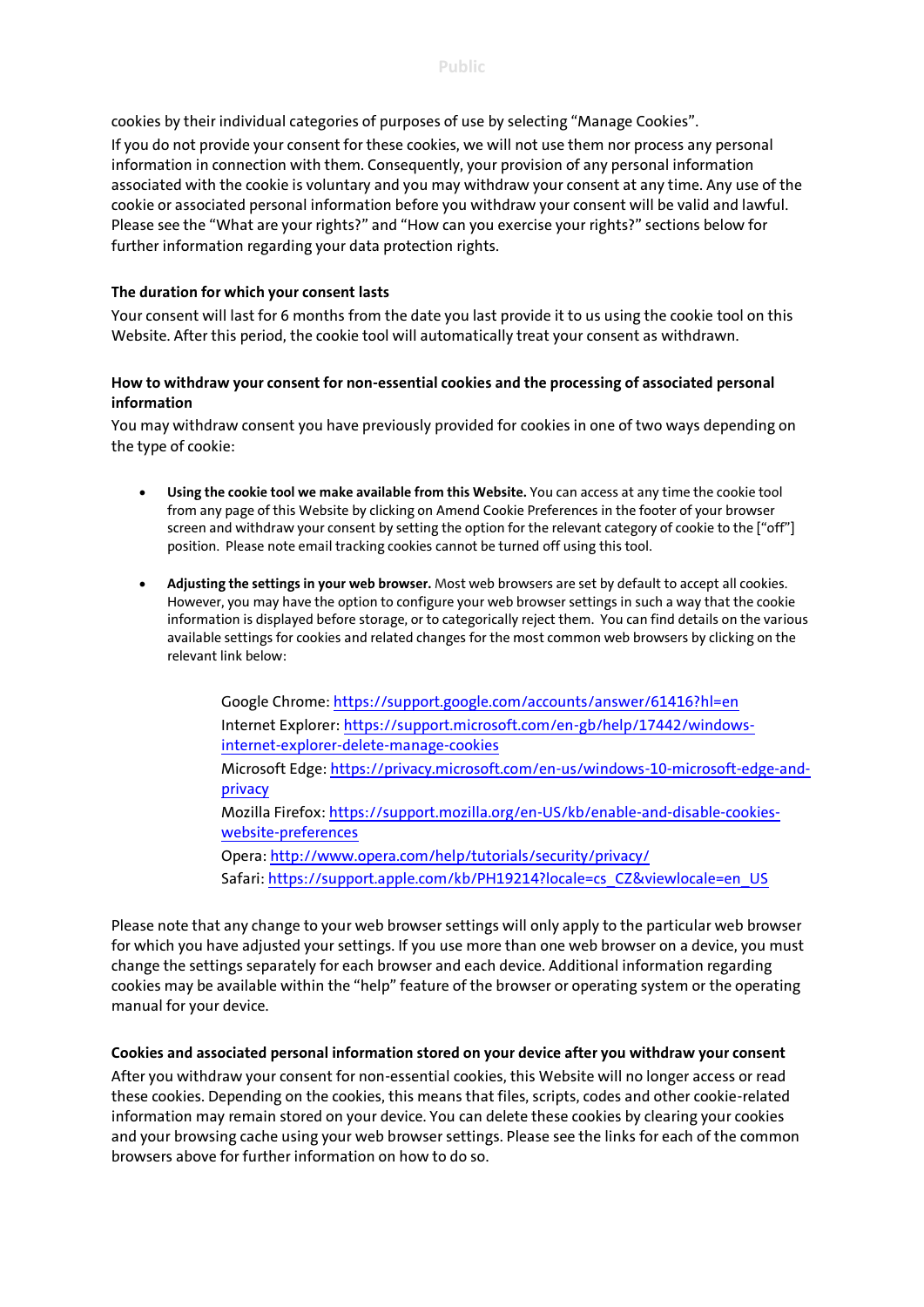cookies by their individual categories of purposes of use by selecting "Manage Cookies".

If you do not provide your consent for these cookies, we will not use them nor process any personal information in connection with them. Consequently, your provision of any personal information associated with the cookie is voluntary and you may withdraw your consent at any time. Any use of the cookie or associated personal information before you withdraw your consent will be valid and lawful. Please see the "What are your rights?" and "How can you exercise your rights?" sections below for further information regarding your data protection rights.

**The duration for which your consent lasts**

Your consent will last for 6 months from the date you last provide it to us using the cookie tool on this Website. After this period, the cookie tool will automatically treat your consent as withdrawn.

**How to withdraw your consent for non-essential cookies and the processing of associated personal information**

You may withdraw consent you have previously provided for cookies in one of two ways depending on the type of cookie:

- **Using the cookie tool we make available from this Website.** You can access at any time the cookie tool from any page of this Website by clicking on Amend Cookie Preferences in the footer of your browser screen and withdraw your consent by setting the option for the relevant category of cookie to the ["off"] position. Please note email tracking cookies cannot be turned off using this tool.

- **Adjusting the settings in your web browser.** Most web browsers are set by default to accept all cookies. However, you may have the option to configure your web browser settings in such a way that the cookie information is displayed before storage, or to categorically reject them. You can find details on the various available settings for cookies and related changes for the most common web browsers by clicking on the relevant link below:

  Google Chrome: https://support.google.com/accounts/answer/61416?hl=en
  Internet Explorer: https://support.microsoft.com/en-gb/help/17442/windows-internet-explorer-delete-manage-cookies
  Microsoft Edge: https://privacy.microsoft.com/en-us/windows-10-microsoft-edge-and-privacy
  Mozilla Firefox: https://support.mozilla.org/en-US/kb/enable-and-disable-cookies-website-preferences
  Opera: http://www.opera.com/help/tutorials/security/privacy/
  Safari: https://support.apple.com/kb/PH19214?locale=cs_CZ&viewlocale=en_US

Please note that any change to your web browser settings will only apply to the particular web browser for which you have adjusted your settings. If you use more than one web browser on a device, you must change the settings separately for each browser and each device. Additional information regarding cookies may be available within the "help" feature of the browser or operating system or the operating manual for your device.

**Cookies and associated personal information stored on your device after you withdraw your consent**

After you withdraw your consent for non-essential cookies, this Website will no longer access or read these cookies. Depending on the cookies, this means that files, scripts, codes and other cookie-related information may remain stored on your device. You can delete these cookies by clearing your cookies and your browsing cache using your web browser settings. Please see the links for each of the common browsers above for further information on how to do so.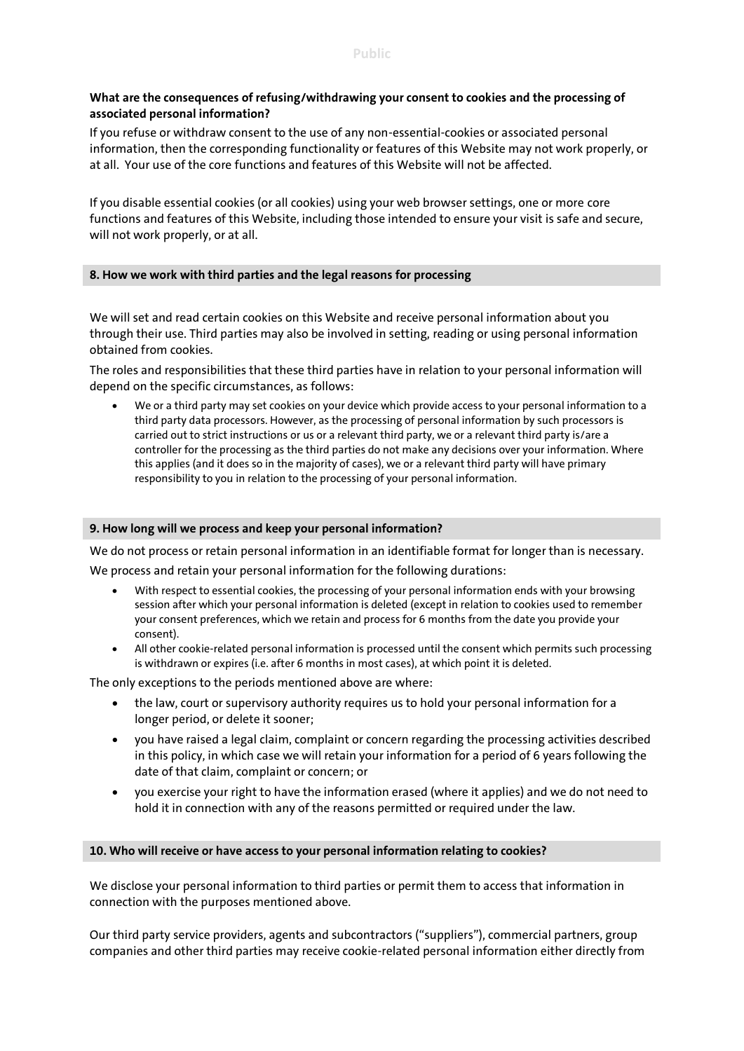**What are the consequences of refusing/withdrawing your consent to cookies and the processing of associated personal information?**

If you refuse or withdraw consent to the use of any non-essential-cookies or associated personal information, then the corresponding functionality or features of this Website may not work properly, or at all. Your use of the core functions and features of this Website will not be affected.

If you disable essential cookies (or all cookies) using your web browser settings, one or more core functions and features of this Website, including those intended to ensure your visit is safe and secure, will not work properly, or at all.

## 8. How we work with third parties and the legal reasons for processing

We will set and read certain cookies on this Website and receive personal information about you through their use. Third parties may also be involved in setting, reading or using personal information obtained from cookies.

The roles and responsibilities that these third parties have in relation to your personal information will depend on the specific circumstances, as follows:

- We or a third party may set cookies on your device which provide access to your personal information to a third party data processors. However, as the processing of personal information by such processors is carried out to strict instructions or us or a relevant third party, we or a relevant third party is/are a controller for the processing as the third parties do not make any decisions over your information. Where this applies (and it does so in the majority of cases), we or a relevant third party will have primary responsibility to you in relation to the processing of your personal information.

## 9. How long will we process and keep your personal information?

We do not process or retain personal information in an identifiable format for longer than is necessary.

We process and retain your personal information for the following durations:

- With respect to essential cookies, the processing of your personal information ends with your browsing session after which your personal information is deleted (except in relation to cookies used to remember your consent preferences, which we retain and process for 6 months from the date you provide your consent).
- All other cookie-related personal information is processed until the consent which permits such processing is withdrawn or expires (i.e. after 6 months in most cases), at which point it is deleted.

The only exceptions to the periods mentioned above are where:

- the law, court or supervisory authority requires us to hold your personal information for a longer period, or delete it sooner;
- you have raised a legal claim, complaint or concern regarding the processing activities described in this policy, in which case we will retain your information for a period of 6 years following the date of that claim, complaint or concern; or
- you exercise your right to have the information erased (where it applies) and we do not need to hold it in connection with any of the reasons permitted or required under the law.

## 10. Who will receive or have access to your personal information relating to cookies?

We disclose your personal information to third parties or permit them to access that information in connection with the purposes mentioned above.

Our third party service providers, agents and subcontractors ("suppliers"), commercial partners, group companies and other third parties may receive cookie-related personal information either directly from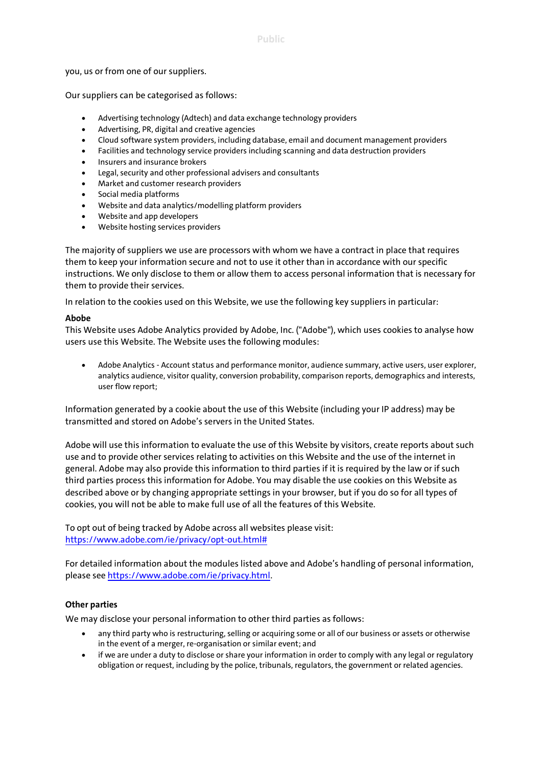you, us or from one of our suppliers.

Our suppliers can be categorised as follows:

- Advertising technology (Adtech) and data exchange technology providers
- Advertising, PR, digital and creative agencies
- Cloud software system providers, including database, email and document management providers
- Facilities and technology service providers including scanning and data destruction providers
- Insurers and insurance brokers
- Legal, security and other professional advisers and consultants
- Market and customer research providers
- Social media platforms
- Website and data analytics/modelling platform providers
- Website and app developers
- Website hosting services providers

The majority of suppliers we use are processors with whom we have a contract in place that requires them to keep your information secure and not to use it other than in accordance with our specific instructions. We only disclose to them or allow them to access personal information that is necessary for them to provide their services.

In relation to the cookies used on this Website, we use the following key suppliers in particular:

**Abobe**

This Website uses Adobe Analytics provided by Adobe, Inc. ("Adobe"), which uses cookies to analyse how users use this Website. The Website uses the following modules:

- Adobe Analytics - Account status and performance monitor, audience summary, active users, user explorer, analytics audience, visitor quality, conversion probability, comparison reports, demographics and interests, user flow report;

Information generated by a cookie about the use of this Website (including your IP address) may be transmitted and stored on Adobe's servers in the United States.

Adobe will use this information to evaluate the use of this Website by visitors, create reports about such use and to provide other services relating to activities on this Website and the use of the internet in general. Adobe may also provide this information to third parties if it is required by the law or if such third parties process this information for Adobe. You may disable the use cookies on this Website as described above or by changing appropriate settings in your browser, but if you do so for all types of cookies, you will not be able to make full use of all the features of this Website.

To opt out of being tracked by Adobe across all websites please visit: https://www.adobe.com/ie/privacy/opt-out.html#

For detailed information about the modules listed above and Adobe's handling of personal information, please see https://www.adobe.com/ie/privacy.html.

**Other parties**

We may disclose your personal information to other third parties as follows:

- any third party who is restructuring, selling or acquiring some or all of our business or assets or otherwise in the event of a merger, re-organisation or similar event; and
- if we are under a duty to disclose or share your information in order to comply with any legal or regulatory obligation or request, including by the police, tribunals, regulators, the government or related agencies.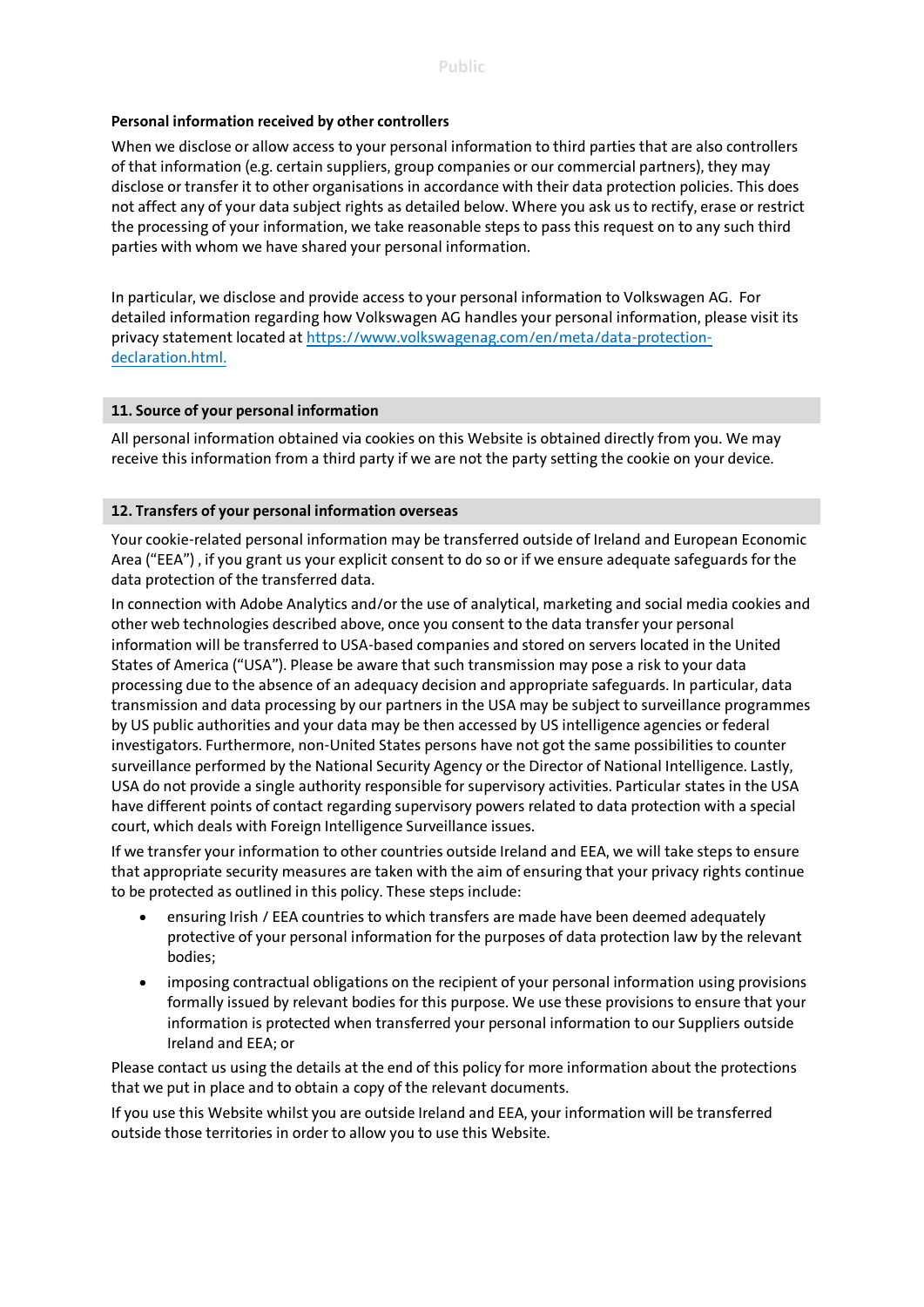**Personal information received by other controllers**

When we disclose or allow access to your personal information to third parties that are also controllers of that information (e.g. certain suppliers, group companies or our commercial partners), they may disclose or transfer it to other organisations in accordance with their data protection policies. This does not affect any of your data subject rights as detailed below. Where you ask us to rectify, erase or restrict the processing of your information, we take reasonable steps to pass this request on to any such third parties with whom we have shared your personal information.

In particular, we disclose and provide access to your personal information to Volkswagen AG. For detailed information regarding how Volkswagen AG handles your personal information, please visit its privacy statement located at [https://www.volkswagenag.com/en/meta/data-protection-declaration.html.](https://www.volkswagenag.com/en/meta/data-protection-declaration.html)

## 11. Source of your personal information

All personal information obtained via cookies on this Website is obtained directly from you. We may receive this information from a third party if we are not the party setting the cookie on your device.

## 12. Transfers of your personal information overseas

Your cookie-related personal information may be transferred outside of Ireland and European Economic Area ("EEA") , if you grant us your explicit consent to do so or if we ensure adequate safeguards for the data protection of the transferred data.

In connection with Adobe Analytics and/or the use of analytical, marketing and social media cookies and other web technologies described above, once you consent to the data transfer your personal information will be transferred to USA-based companies and stored on servers located in the United States of America ("USA"). Please be aware that such transmission may pose a risk to your data processing due to the absence of an adequacy decision and appropriate safeguards. In particular, data transmission and data processing by our partners in the USA may be subject to surveillance programmes by US public authorities and your data may be then accessed by US intelligence agencies or federal investigators. Furthermore, non-United States persons have not got the same possibilities to counter surveillance performed by the National Security Agency or the Director of National Intelligence. Lastly, USA do not provide a single authority responsible for supervisory activities. Particular states in the USA have different points of contact regarding supervisory powers related to data protection with a special court, which deals with Foreign Intelligence Surveillance issues.

If we transfer your information to other countries outside Ireland and EEA, we will take steps to ensure that appropriate security measures are taken with the aim of ensuring that your privacy rights continue to be protected as outlined in this policy. These steps include:

- ensuring Irish / EEA countries to which transfers are made have been deemed adequately protective of your personal information for the purposes of data protection law by the relevant bodies;
- imposing contractual obligations on the recipient of your personal information using provisions formally issued by relevant bodies for this purpose. We use these provisions to ensure that your information is protected when transferred your personal information to our Suppliers outside Ireland and EEA; or

Please contact us using the details at the end of this policy for more information about the protections that we put in place and to obtain a copy of the relevant documents.

If you use this Website whilst you are outside Ireland and EEA, your information will be transferred outside those territories in order to allow you to use this Website.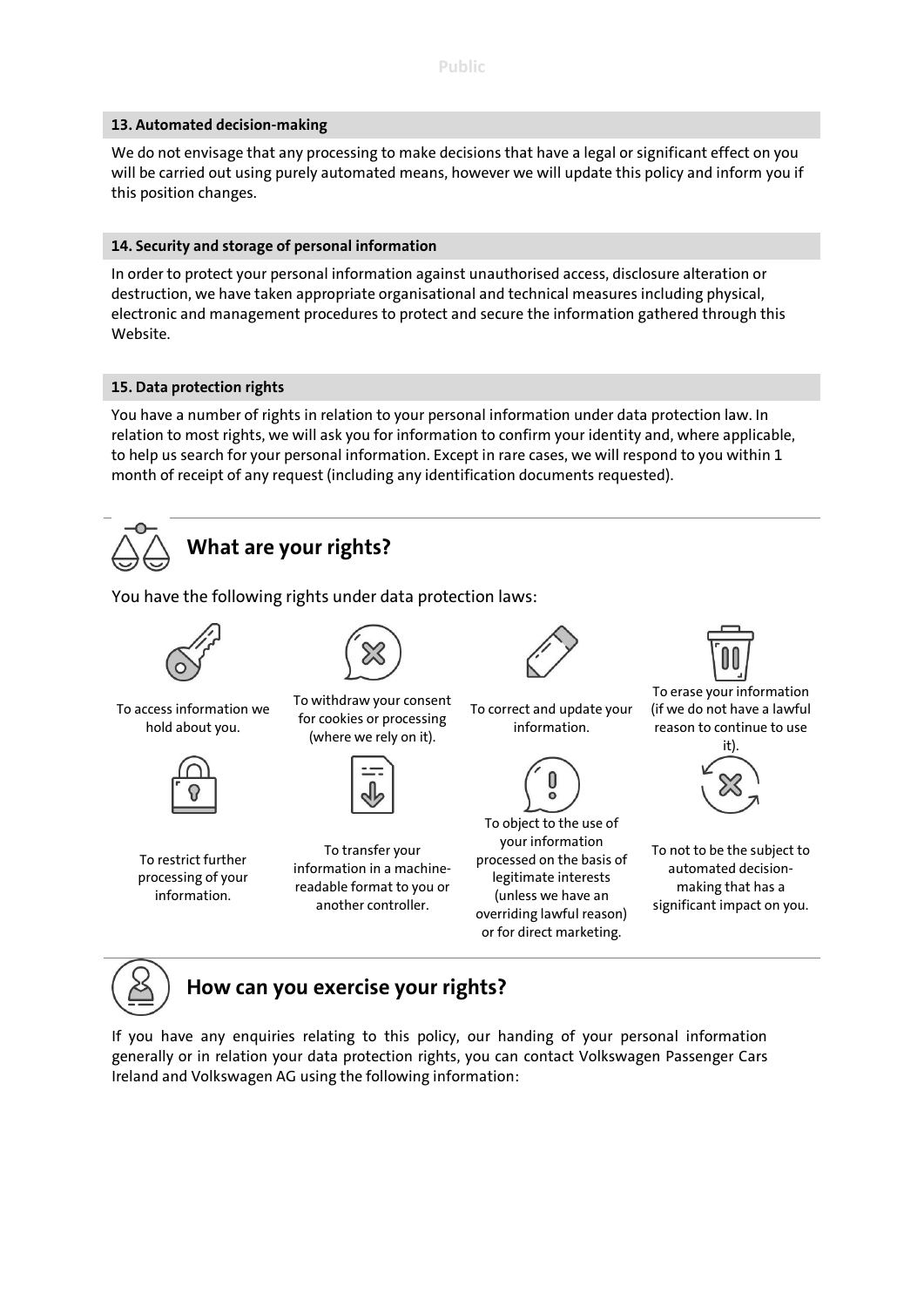## 13. Automated decision-making

We do not envisage that any processing to make decisions that have a legal or significant effect on you will be carried out using purely automated means, however we will update this policy and inform you if this position changes.

## 14. Security and storage of personal information

In order to protect your personal information against unauthorised access, disclosure alteration or destruction, we have taken appropriate organisational and technical measures including physical, electronic and management procedures to protect and secure the information gathered through this Website.

## 15. Data protection rights

You have a number of rights in relation to your personal information under data protection law. In relation to most rights, we will ask you for information to confirm your identity and, where applicable, to help us search for your personal information. Except in rare cases, we will respond to you within 1 month of receipt of any request (including any identification documents requested).

### What are your rights?

You have the following rights under data protection laws:

- To access information we hold about you.
- To withdraw your consent for cookies or processing (where we rely on it).
- To correct and update your information.
- To erase your information (if we do not have a lawful reason to continue to use it).
- To restrict further processing of your information.
- To transfer your information in a machine-readable format to you or another controller.
- To object to the use of your information processed on the basis of legitimate interests (unless we have an overriding lawful reason) or for direct marketing.
- To not to be the subject to automated decision-making that has a significant impact on you.

### How can you exercise your rights?

If you have any enquiries relating to this policy, our handing of your personal information generally or in relation your data protection rights, you can contact Volkswagen Passenger Cars Ireland and Volkswagen AG using the following information: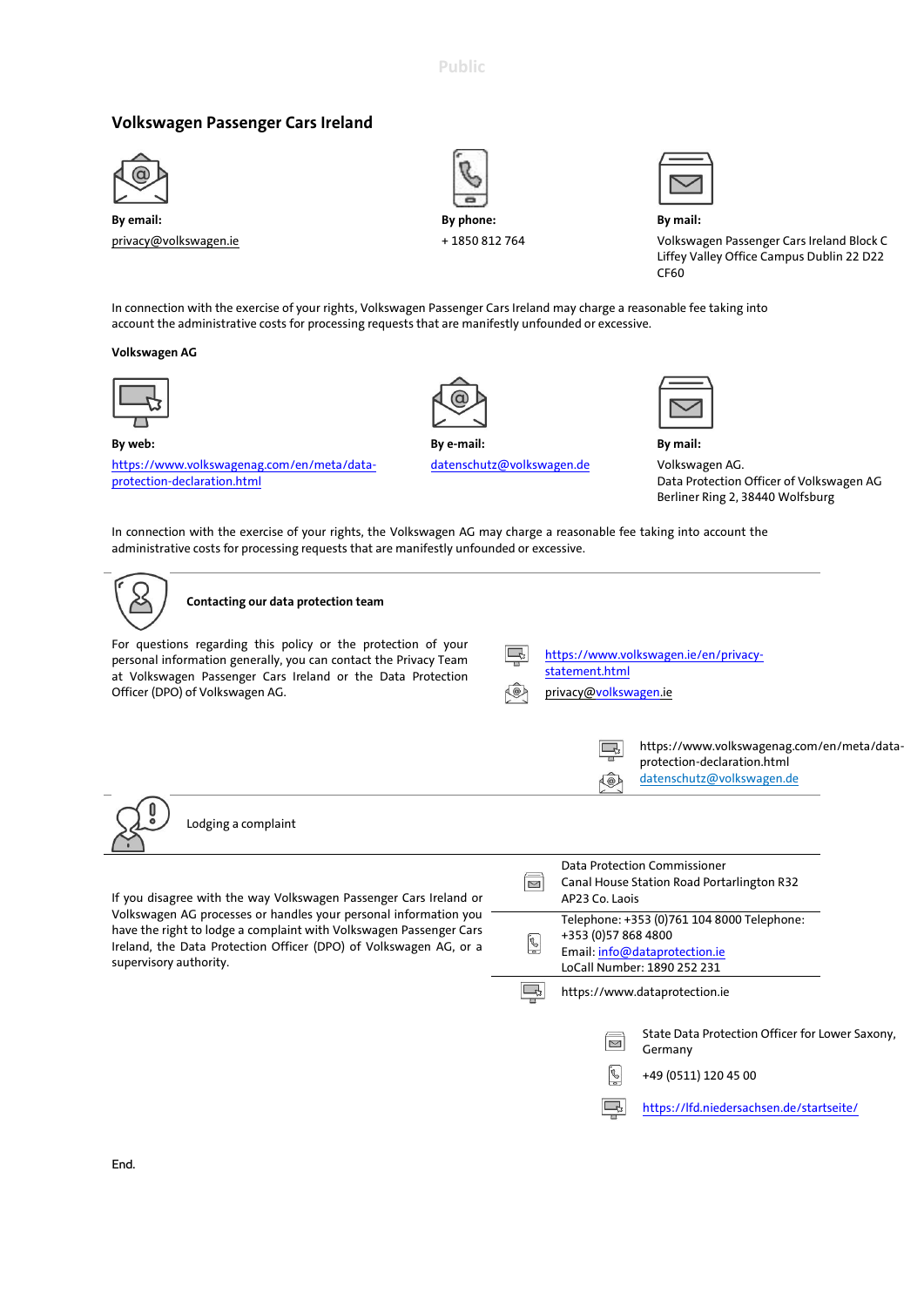## Volkswagen Passenger Cars Ireland

**By email:**
privacy@volkswagen.ie

**By phone:**
+ 1850 812 764

**By mail:**
Volkswagen Passenger Cars Ireland Block C Liffey Valley Office Campus Dublin 22 D22 CF60

In connection with the exercise of your rights, Volkswagen Passenger Cars Ireland may charge a reasonable fee taking into account the administrative costs for processing requests that are manifestly unfounded or excessive.

### Volkswagen AG

**By web:**
https://www.volkswagenag.com/en/meta/data-protection-declaration.html

**By e-mail:**
datenschutz@volkswagen.de

**By mail:**
Volkswagen AG.
Data Protection Officer of Volkswagen AG
Berliner Ring 2, 38440 Wolfsburg

In connection with the exercise of your rights, the Volkswagen AG may charge a reasonable fee taking into account the administrative costs for processing requests that are manifestly unfounded or excessive.

**Contacting our data protection team**

For questions regarding this policy or the protection of your personal information generally, you can contact the Privacy Team at Volkswagen Passenger Cars Ireland or the Data Protection Officer (DPO) of Volkswagen AG.

https://www.volkswagen.ie/en/privacy-statement.html
privacy@volkswagen.ie

https://www.volkswagenag.com/en/meta/data-protection-declaration.html
datenschutz@volkswagen.de

Lodging a complaint

If you disagree with the way Volkswagen Passenger Cars Ireland or Volkswagen AG processes or handles your personal information you have the right to lodge a complaint with Volkswagen Passenger Cars Ireland, the Data Protection Officer (DPO) of Volkswagen AG, or a supervisory authority.

Data Protection Commissioner
Canal House Station Road Portarlington R32 AP23 Co. Laois

Telephone: +353 (0)761 104 8000 Telephone: +353 (0)57 868 4800
Email: info@dataprotection.ie
LoCall Number: 1890 252 231

https://www.dataprotection.ie

State Data Protection Officer for Lower Saxony, Germany

+49 (0511) 120 45 00

https://lfd.niedersachsen.de/startseite/

End.